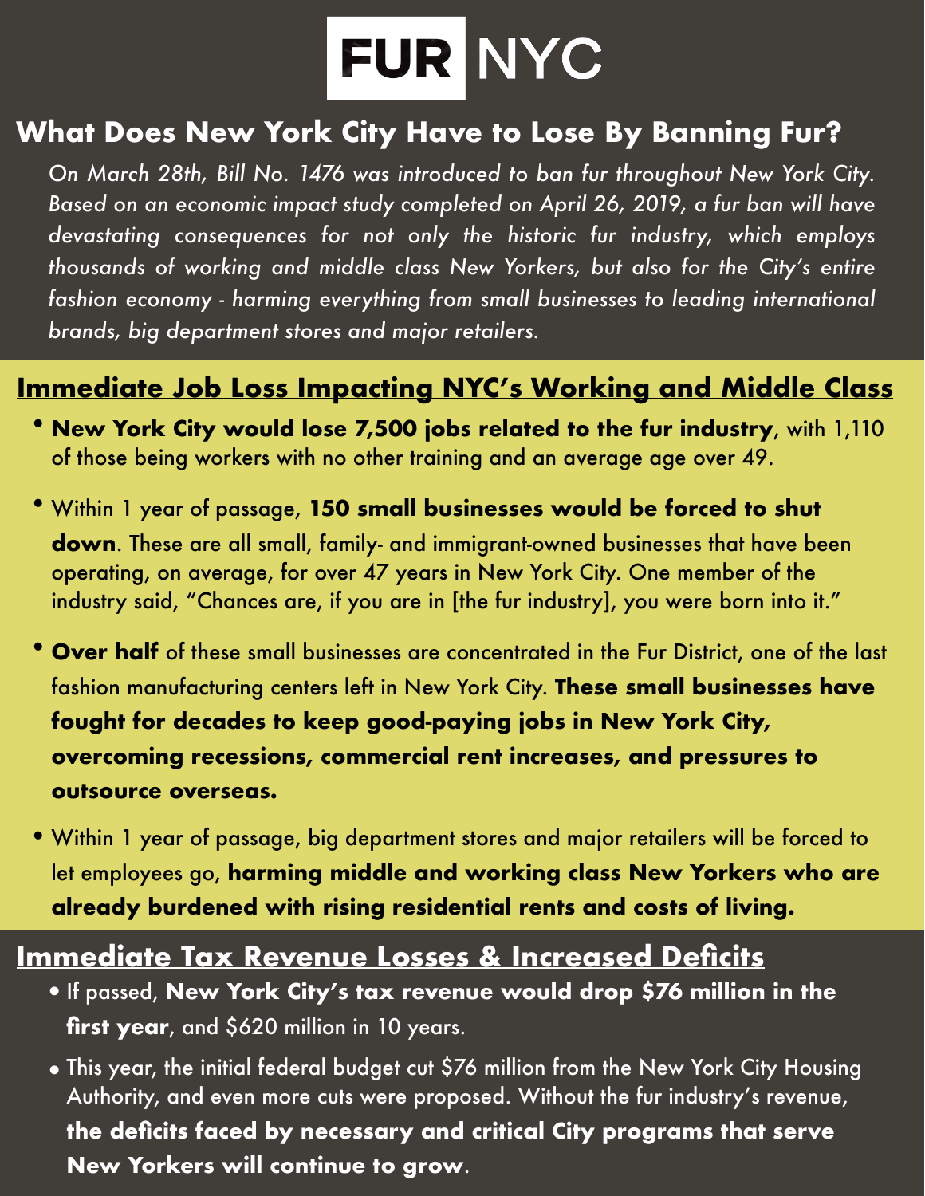# FUR NYC

## What Does New York City Have to Lose By Banning Fur?

*On March 28th, Bill No. 1476 was introduced to ban fur throughout New York City. Based on an economic impact study completed on April 26, 2019, a fur ban will have devastating consequences for not only the historic fur industry, which employs thousands of working and middle class New Yorkers, but also for the City's entire fashion economy - harming everything from small businesses to leading international brands, big department stores and major retailers.*

## Immediate Job Loss Impacting NYC's Working and Middle Class

- **New York City would lose 7,500 jobs related to the fur industry**, with 1,110 of those being workers with no other training and an average age over 49.
- Within 1 year of passage, **150 small businesses would be forced to shut down**. These are all small, family- and immigrant-owned businesses that have been operating, on average, for over 47 years in New York City. One member of the industry said, "Chances are, if you are in [the fur industry], you were born into it."
- **Over half** of these small businesses are concentrated in the Fur District, one of the last fashion manufacturing centers left in New York City. **These small businesses have fought for decades to keep good-paying jobs in New York City, overcoming recessions, commercial rent increases, and pressures to outsource overseas.**
- Within 1 year of passage, big department stores and major retailers will be forced to let employees go, **harming middle and working class New Yorkers who are already burdened with rising residential rents and costs of living.**

## Immediate Tax Revenue Losses & Increased Deficits

- If passed, **New York City's tax revenue would drop $76 million in the first year**, and $620 million in 10 years.
- This year, the initial federal budget cut $76 million from the New York City Housing Authority, and even more cuts were proposed. Without the fur industry's revenue, **the deficits faced by necessary and critical City programs that serve New Yorkers will continue to grow**.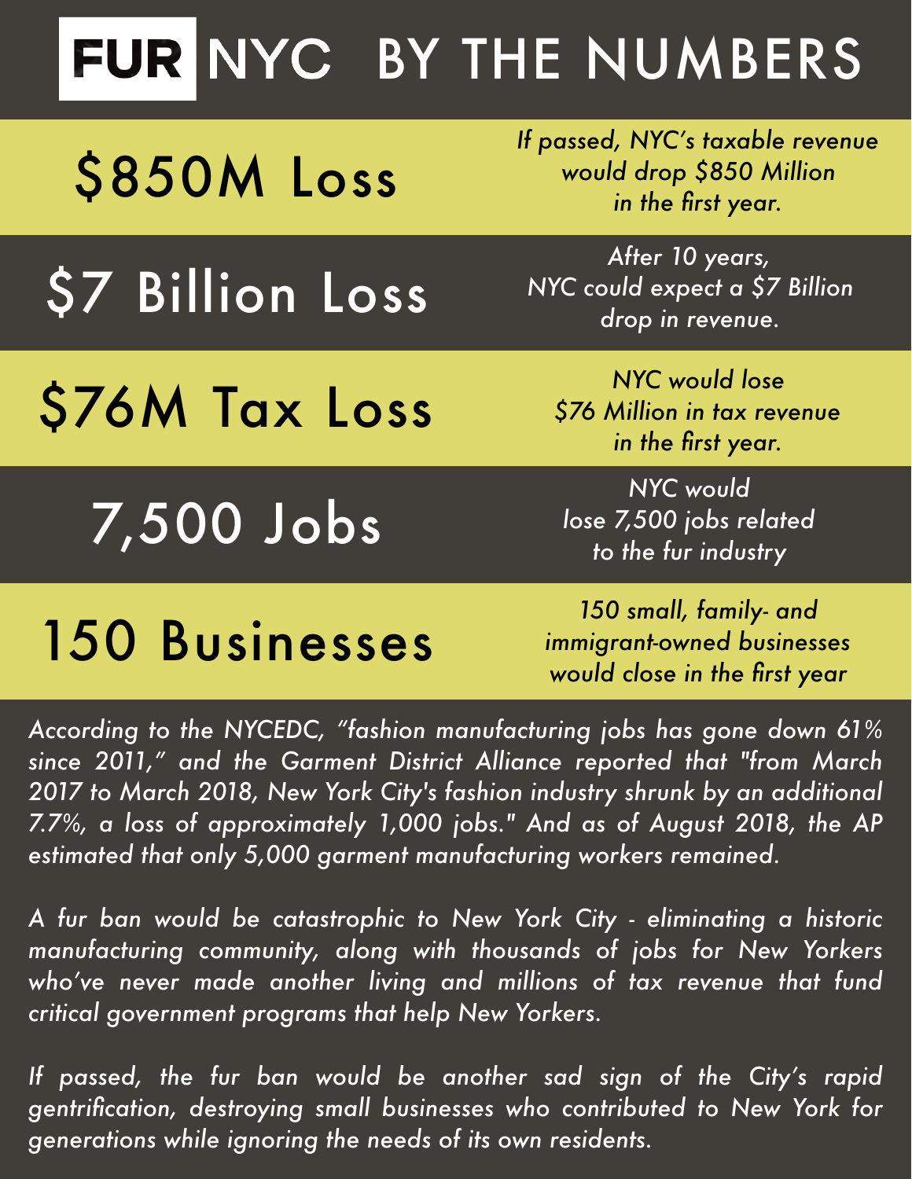# FUR NYC BY THE NUMBERS

## $850M Loss

*If passed, NYC's taxable revenue would drop $850 Million in the first year.*

## $7 Billion Loss

*After 10 years, NYC could expect a $7 Billion drop in revenue.*

## $76M Tax Loss

*NYC would lose $76 Million in tax revenue in the first year.*

## 7,500 Jobs

*NYC would lose 7,500 jobs related to the fur industry*

## 150 Businesses

*150 small, family- and immigrant-owned businesses would close in the first year*

*According to the NYCEDC, "fashion manufacturing jobs has gone down 61% since 2011," and the Garment District Alliance reported that "from March 2017 to March 2018, New York City's fashion industry shrunk by an additional 7.7%, a loss of approximately 1,000 jobs." And as of August 2018, the AP estimated that only 5,000 garment manufacturing workers remained.*

*A fur ban would be catastrophic to New York City - eliminating a historic manufacturing community, along with thousands of jobs for New Yorkers who've never made another living and millions of tax revenue that fund critical government programs that help New Yorkers.*

*If passed, the fur ban would be another sad sign of the City's rapid gentrification, destroying small businesses who contributed to New York for generations while ignoring the needs of its own residents.*